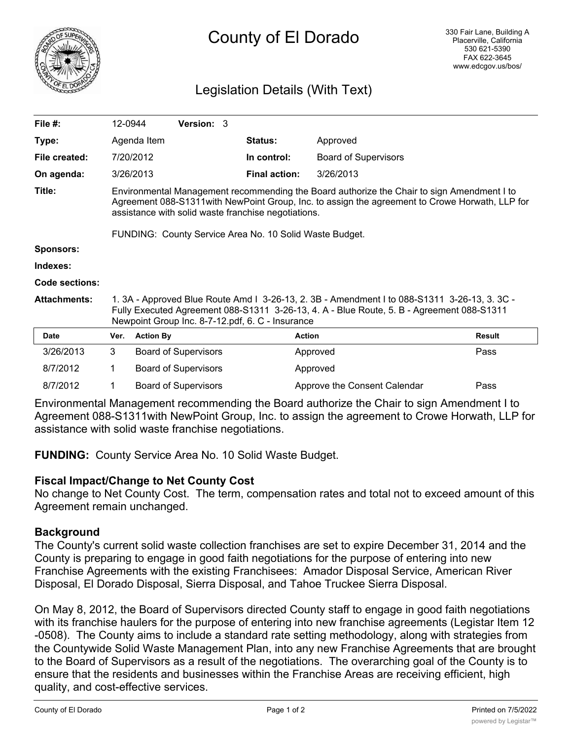# County of El Dorado

330 Fair Lane, Building A
Placerville, California
530 621-5390
FAX 622-3645
www.edcgov.us/bos/

## Legislation Details (With Text)

| | | | | |
|---|---|---|---|---|
| **File #:** | 12-0944 | **Version:** 3 | | |
| **Type:** | Agenda Item | | **Status:** | Approved |
| **File created:** | 7/20/2012 | | **In control:** | Board of Supervisors |
| **On agenda:** | 3/26/2013 | | **Final action:** | 3/26/2013 |

**Title:** Environmental Management recommending the Board authorize the Chair to sign Amendment I to Agreement 088-S1311with NewPoint Group, Inc. to assign the agreement to Crowe Horwath, LLP for assistance with solid waste franchise negotiations.

FUNDING: County Service Area No. 10 Solid Waste Budget.

**Sponsors:**

**Indexes:**

**Code sections:**

**Attachments:** 1. 3A - Approved Blue Route Amd I 3-26-13, 2. 3B - Amendment I to 088-S1311 3-26-13, 3. 3C - Fully Executed Agreement 088-S1311 3-26-13, 4. A - Blue Route, 5. B - Agreement 088-S1311 Newpoint Group Inc. 8-7-12.pdf, 6. C - Insurance

| Date | Ver. | Action By | Action | Result |
|---|---|---|---|---|
| 3/26/2013 | 3 | Board of Supervisors | Approved | Pass |
| 8/7/2012 | 1 | Board of Supervisors | Approved | |
| 8/7/2012 | 1 | Board of Supervisors | Approve the Consent Calendar | Pass |

Environmental Management recommending the Board authorize the Chair to sign Amendment I to Agreement 088-S1311with NewPoint Group, Inc. to assign the agreement to Crowe Horwath, LLP for assistance with solid waste franchise negotiations.

**FUNDING:** County Service Area No. 10 Solid Waste Budget.

### Fiscal Impact/Change to Net County Cost

No change to Net County Cost. The term, compensation rates and total not to exceed amount of this Agreement remain unchanged.

### Background

The County's current solid waste collection franchises are set to expire December 31, 2014 and the County is preparing to engage in good faith negotiations for the purpose of entering into new Franchise Agreements with the existing Franchisees: Amador Disposal Service, American River Disposal, El Dorado Disposal, Sierra Disposal, and Tahoe Truckee Sierra Disposal.

On May 8, 2012, the Board of Supervisors directed County staff to engage in good faith negotiations with its franchise haulers for the purpose of entering into new franchise agreements (Legistar Item 12 -0508). The County aims to include a standard rate setting methodology, along with strategies from the Countywide Solid Waste Management Plan, into any new Franchise Agreements that are brought to the Board of Supervisors as a result of the negotiations. The overarching goal of the County is to ensure that the residents and businesses within the Franchise Areas are receiving efficient, high quality, and cost-effective services.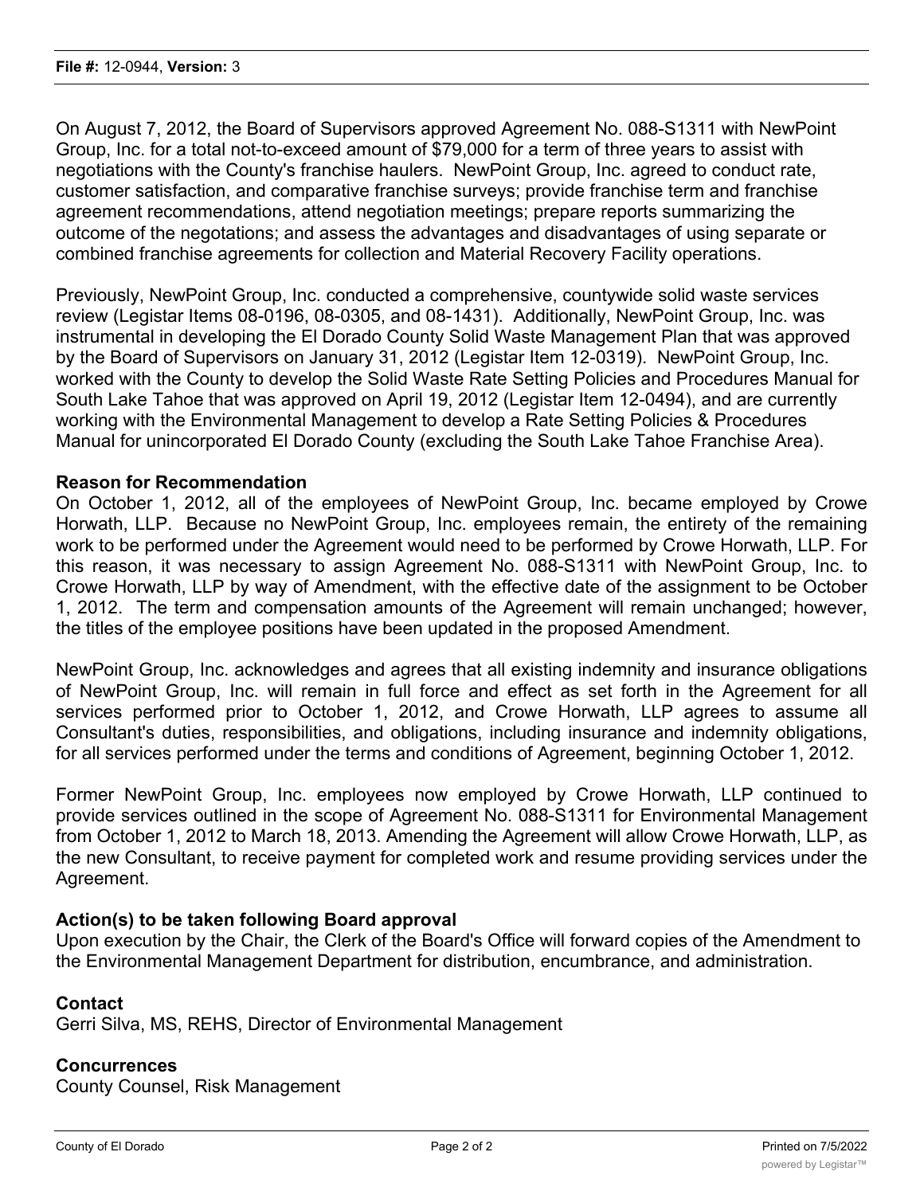On August 7, 2012, the Board of Supervisors approved Agreement No. 088-S1311 with NewPoint Group, Inc. for a total not-to-exceed amount of $79,000 for a term of three years to assist with negotiations with the County's franchise haulers. NewPoint Group, Inc. agreed to conduct rate, customer satisfaction, and comparative franchise surveys; provide franchise term and franchise agreement recommendations, attend negotiation meetings; prepare reports summarizing the outcome of the negotations; and assess the advantages and disadvantages of using separate or combined franchise agreements for collection and Material Recovery Facility operations.

Previously, NewPoint Group, Inc. conducted a comprehensive, countywide solid waste services review (Legistar Items 08-0196, 08-0305, and 08-1431). Additionally, NewPoint Group, Inc. was instrumental in developing the El Dorado County Solid Waste Management Plan that was approved by the Board of Supervisors on January 31, 2012 (Legistar Item 12-0319). NewPoint Group, Inc. worked with the County to develop the Solid Waste Rate Setting Policies and Procedures Manual for South Lake Tahoe that was approved on April 19, 2012 (Legistar Item 12-0494), and are currently working with the Environmental Management to develop a Rate Setting Policies & Procedures Manual for unincorporated El Dorado County (excluding the South Lake Tahoe Franchise Area).

**Reason for Recommendation**

On October 1, 2012, all of the employees of NewPoint Group, Inc. became employed by Crowe Horwath, LLP. Because no NewPoint Group, Inc. employees remain, the entirety of the remaining work to be performed under the Agreement would need to be performed by Crowe Horwath, LLP. For this reason, it was necessary to assign Agreement No. 088-S1311 with NewPoint Group, Inc. to Crowe Horwath, LLP by way of Amendment, with the effective date of the assignment to be October 1, 2012. The term and compensation amounts of the Agreement will remain unchanged; however, the titles of the employee positions have been updated in the proposed Amendment.

NewPoint Group, Inc. acknowledges and agrees that all existing indemnity and insurance obligations of NewPoint Group, Inc. will remain in full force and effect as set forth in the Agreement for all services performed prior to October 1, 2012, and Crowe Horwath, LLP agrees to assume all Consultant's duties, responsibilities, and obligations, including insurance and indemnity obligations, for all services performed under the terms and conditions of Agreement, beginning October 1, 2012.

Former NewPoint Group, Inc. employees now employed by Crowe Horwath, LLP continued to provide services outlined in the scope of Agreement No. 088-S1311 for Environmental Management from October 1, 2012 to March 18, 2013. Amending the Agreement will allow Crowe Horwath, LLP, as the new Consultant, to receive payment for completed work and resume providing services under the Agreement.

**Action(s) to be taken following Board approval**

Upon execution by the Chair, the Clerk of the Board's Office will forward copies of the Amendment to the Environmental Management Department for distribution, encumbrance, and administration.

**Contact**

Gerri Silva, MS, REHS, Director of Environmental Management

**Concurrences**

County Counsel, Risk Management